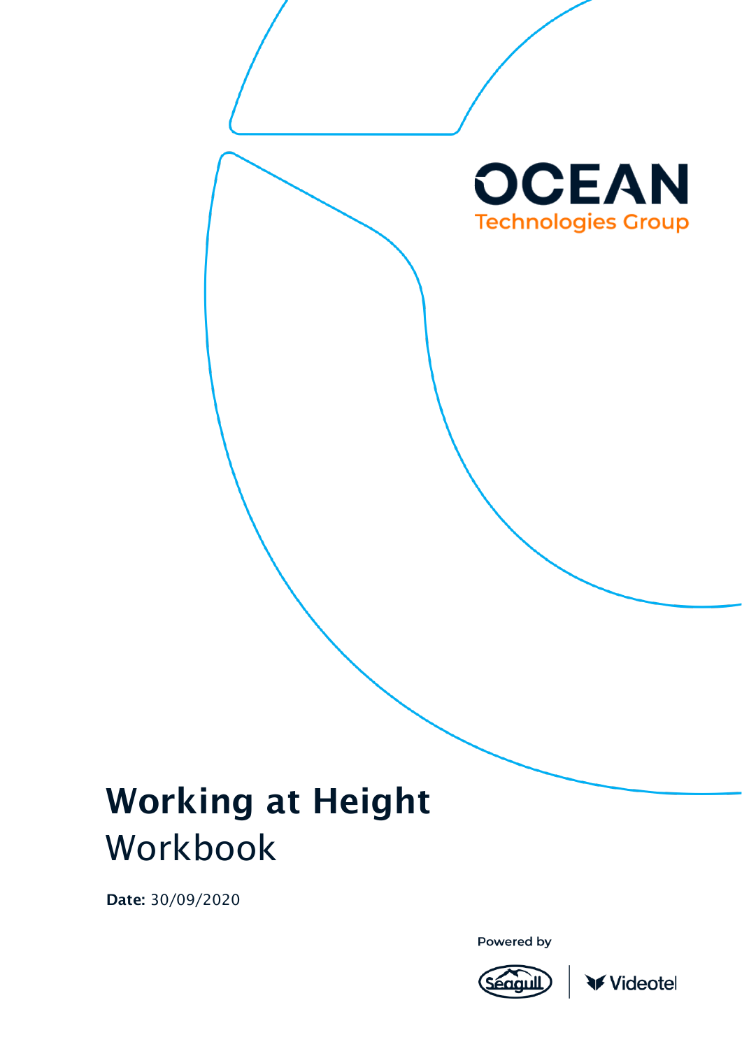OCEAN
Technologies Group

# Working at Height
## Workbook

**Date:** 30/09/2020

Powered by

Seagull | Videotel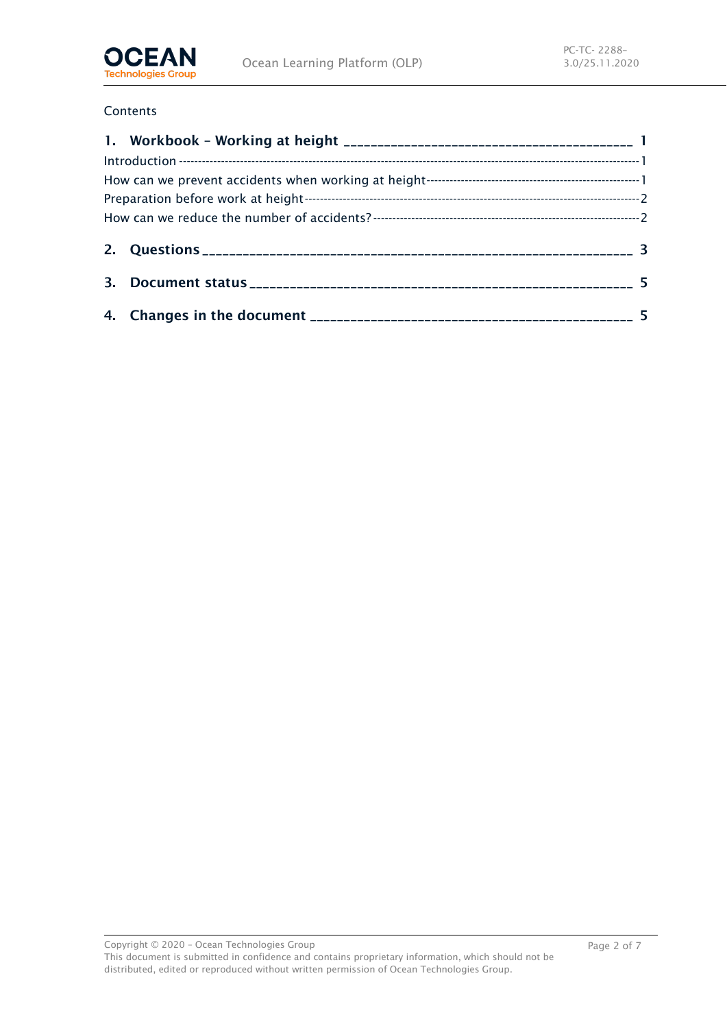Contents

**1. Workbook – Working at height** ______________________________________ **1**

Introduction ---------------------------------------------------------------------------------------------------------------- 1

How can we prevent accidents when working at height ------------------------------------------------ 1

Preparation before work at height ------------------------------------------------------------------------------ 2

How can we reduce the number of accidents? ------------------------------------------------------------- 2

**2. Questions** ____________________________________________________________ **3**

**3. Document status** ______________________________________________________ **5**

**4. Changes in the document** ______________________________________________ **5**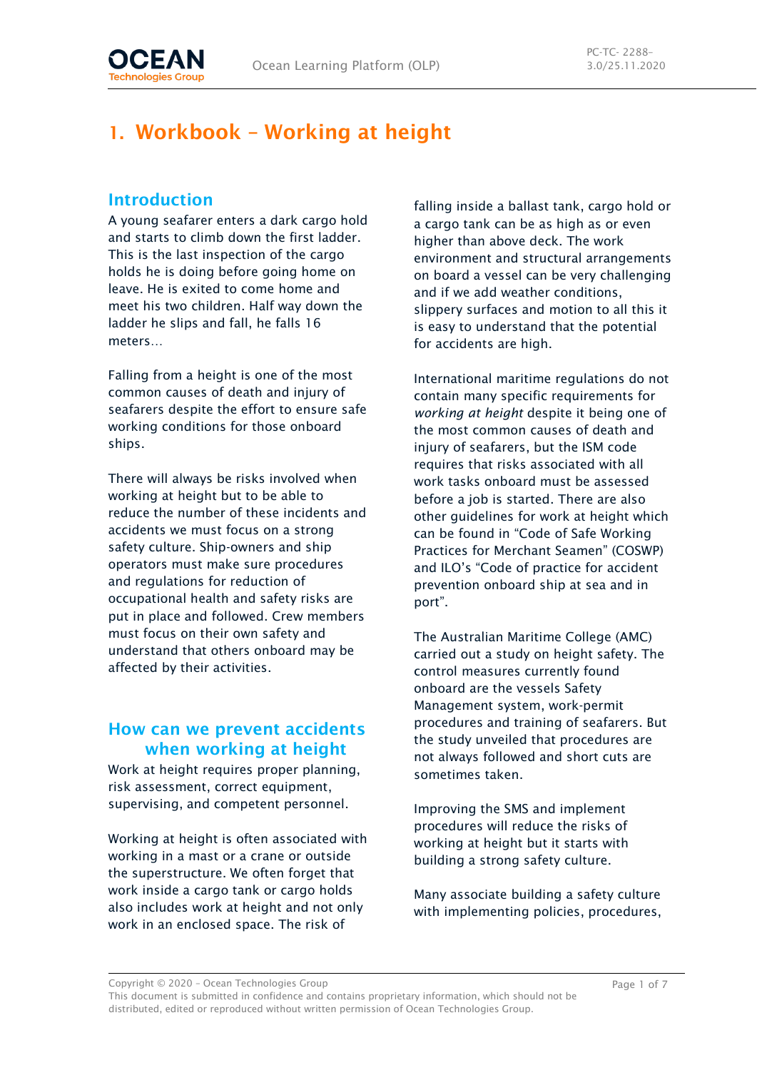# 1. Workbook – Working at height

## Introduction

A young seafarer enters a dark cargo hold and starts to climb down the first ladder. This is the last inspection of the cargo holds he is doing before going home on leave. He is exited to come home and meet his two children. Half way down the ladder he slips and fall, he falls 16 meters…

Falling from a height is one of the most common causes of death and injury of seafarers despite the effort to ensure safe working conditions for those onboard ships.

There will always be risks involved when working at height but to be able to reduce the number of these incidents and accidents we must focus on a strong safety culture. Ship-owners and ship operators must make sure procedures and regulations for reduction of occupational health and safety risks are put in place and followed. Crew members must focus on their own safety and understand that others onboard may be affected by their activities.

## How can we prevent accidents when working at height

Work at height requires proper planning, risk assessment, correct equipment, supervising, and competent personnel.

Working at height is often associated with working in a mast or a crane or outside the superstructure. We often forget that work inside a cargo tank or cargo holds also includes work at height and not only work in an enclosed space. The risk of falling inside a ballast tank, cargo hold or a cargo tank can be as high as or even higher than above deck. The work environment and structural arrangements on board a vessel can be very challenging and if we add weather conditions, slippery surfaces and motion to all this it is easy to understand that the potential for accidents are high.

International maritime regulations do not contain many specific requirements for *working at height* despite it being one of the most common causes of death and injury of seafarers, but the ISM code requires that risks associated with all work tasks onboard must be assessed before a job is started. There are also other guidelines for work at height which can be found in “Code of Safe Working Practices for Merchant Seamen” (COSWP) and ILO’s “Code of practice for accident prevention onboard ship at sea and in port”.

The Australian Maritime College (AMC) carried out a study on height safety. The control measures currently found onboard are the vessels Safety Management system, work-permit procedures and training of seafarers. But the study unveiled that procedures are not always followed and short cuts are sometimes taken.

Improving the SMS and implement procedures will reduce the risks of working at height but it starts with building a strong safety culture.

Many associate building a safety culture with implementing policies, procedures,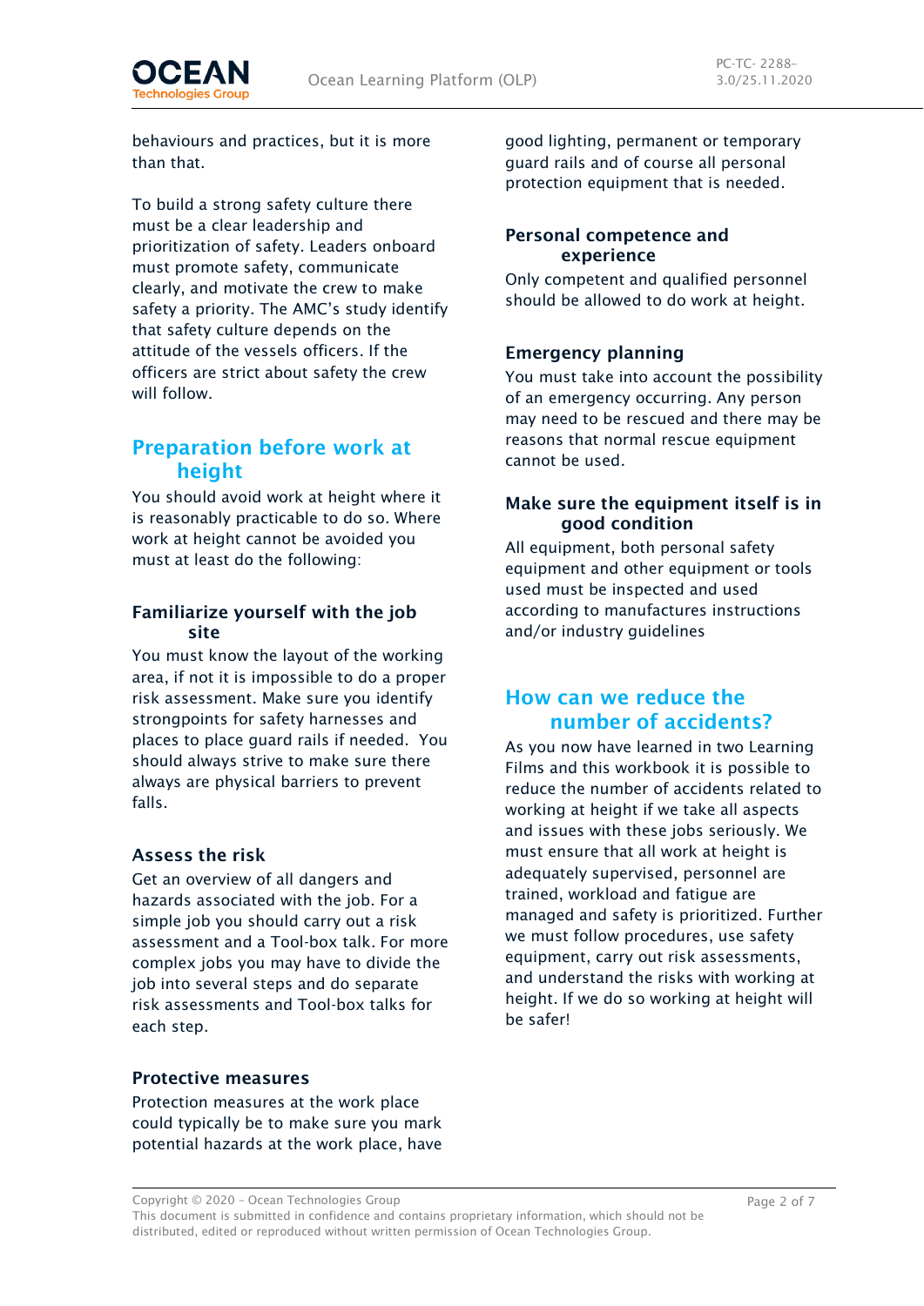behaviours and practices, but it is more than that.

To build a strong safety culture there must be a clear leadership and prioritization of safety. Leaders onboard must promote safety, communicate clearly, and motivate the crew to make safety a priority. The AMC's study identify that safety culture depends on the attitude of the vessels officers. If the officers are strict about safety the crew will follow.

## Preparation before work at height

You should avoid work at height where it is reasonably practicable to do so. Where work at height cannot be avoided you must at least do the following:

### Familiarize yourself with the job site

You must know the layout of the working area, if not it is impossible to do a proper risk assessment. Make sure you identify strongpoints for safety harnesses and places to place guard rails if needed. You should always strive to make sure there always are physical barriers to prevent falls.

### Assess the risk

Get an overview of all dangers and hazards associated with the job. For a simple job you should carry out a risk assessment and a Tool-box talk. For more complex jobs you may have to divide the job into several steps and do separate risk assessments and Tool-box talks for each step.

### Protective measures

Protection measures at the work place could typically be to make sure you mark potential hazards at the work place, have good lighting, permanent or temporary guard rails and of course all personal protection equipment that is needed.

### Personal competence and experience

Only competent and qualified personnel should be allowed to do work at height.

### Emergency planning

You must take into account the possibility of an emergency occurring. Any person may need to be rescued and there may be reasons that normal rescue equipment cannot be used.

### Make sure the equipment itself is in good condition

All equipment, both personal safety equipment and other equipment or tools used must be inspected and used according to manufactures instructions and/or industry guidelines

## How can we reduce the number of accidents?

As you now have learned in two Learning Films and this workbook it is possible to reduce the number of accidents related to working at height if we take all aspects and issues with these jobs seriously. We must ensure that all work at height is adequately supervised, personnel are trained, workload and fatigue are managed and safety is prioritized. Further we must follow procedures, use safety equipment, carry out risk assessments, and understand the risks with working at height. If we do so working at height will be safer!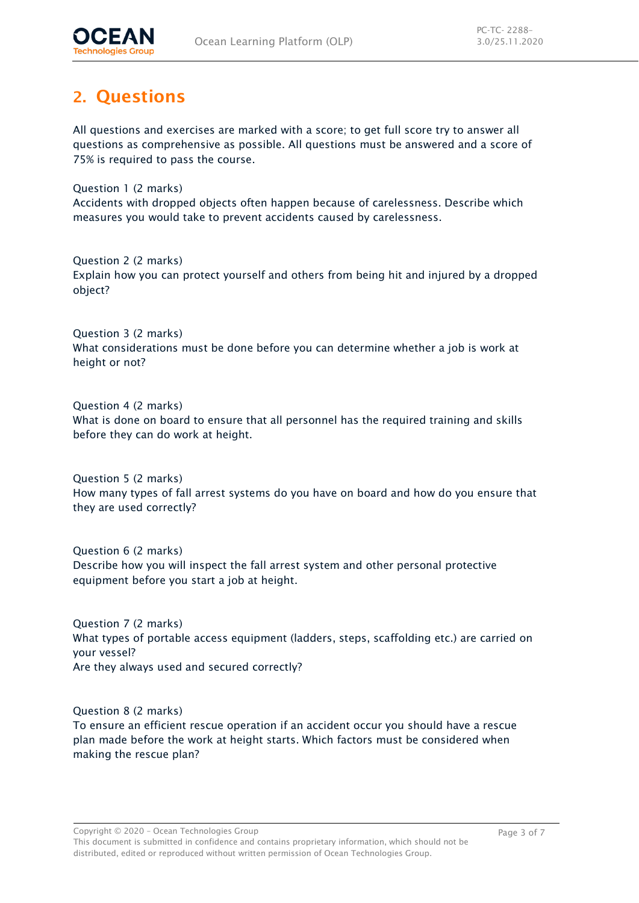## 2. Questions

All questions and exercises are marked with a score; to get full score try to answer all questions as comprehensive as possible. All questions must be answered and a score of 75% is required to pass the course.

Question 1 (2 marks)
Accidents with dropped objects often happen because of carelessness. Describe which measures you would take to prevent accidents caused by carelessness.

Question 2 (2 marks)
Explain how you can protect yourself and others from being hit and injured by a dropped object?

Question 3 (2 marks)
What considerations must be done before you can determine whether a job is work at height or not?

Question 4 (2 marks)
What is done on board to ensure that all personnel has the required training and skills before they can do work at height.

Question 5 (2 marks)
How many types of fall arrest systems do you have on board and how do you ensure that they are used correctly?

Question 6 (2 marks)
Describe how you will inspect the fall arrest system and other personal protective equipment before you start a job at height.

Question 7 (2 marks)
What types of portable access equipment (ladders, steps, scaffolding etc.) are carried on your vessel?
Are they always used and secured correctly?

Question 8 (2 marks)
To ensure an efficient rescue operation if an accident occur you should have a rescue plan made before the work at height starts. Which factors must be considered when making the rescue plan?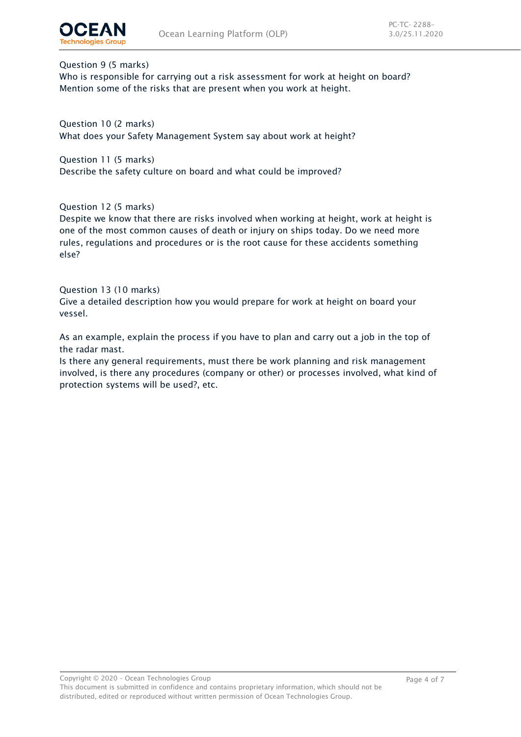Question 9 (5 marks)
Who is responsible for carrying out a risk assessment for work at height on board? Mention some of the risks that are present when you work at height.

Question 10 (2 marks)
What does your Safety Management System say about work at height?

Question 11 (5 marks)
Describe the safety culture on board and what could be improved?

Question 12 (5 marks)
Despite we know that there are risks involved when working at height, work at height is one of the most common causes of death or injury on ships today. Do we need more rules, regulations and procedures or is the root cause for these accidents something else?

Question 13 (10 marks)
Give a detailed description how you would prepare for work at height on board your vessel.

As an example, explain the process if you have to plan and carry out a job in the top of the radar mast.
Is there any general requirements, must there be work planning and risk management involved, is there any procedures (company or other) or processes involved, what kind of protection systems will be used?, etc.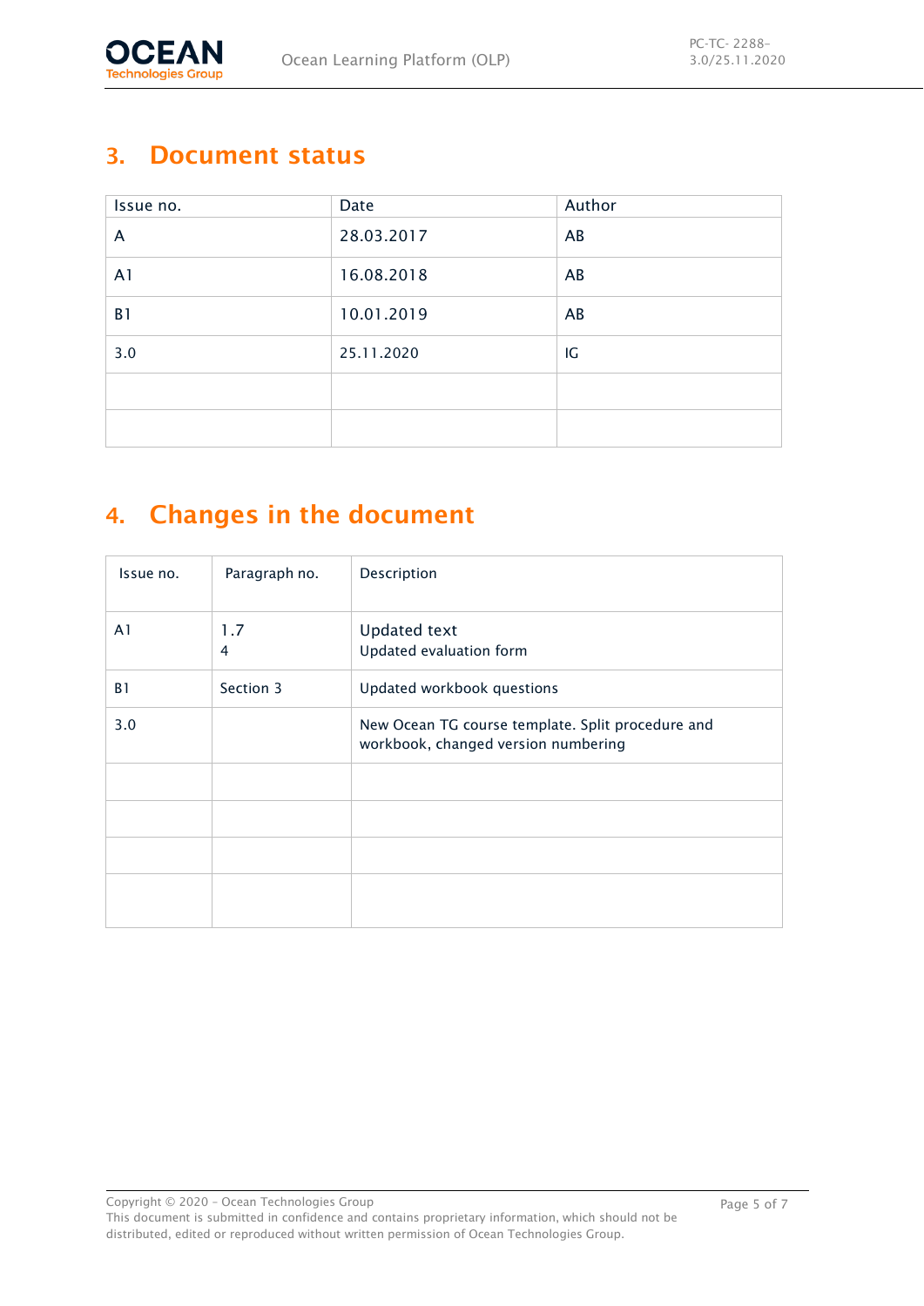## 3. Document status

| Issue no. | Date | Author |
|---|---|---|
| A | 28.03.2017 | AB |
| A1 | 16.08.2018 | AB |
| B1 | 10.01.2019 | AB |
| 3.0 | 25.11.2020 | IG |
| | | |
| | | |

## 4. Changes in the document

| Issue no. | Paragraph no. | Description |
|---|---|---|
| A1 | 1.7<br>4 | Updated text<br>Updated evaluation form |
| B1 | Section 3 | Updated workbook questions |
| 3.0 | | New Ocean TG course template. Split procedure and workbook, changed version numbering |
| | | |
| | | |
| | | |
| | | |